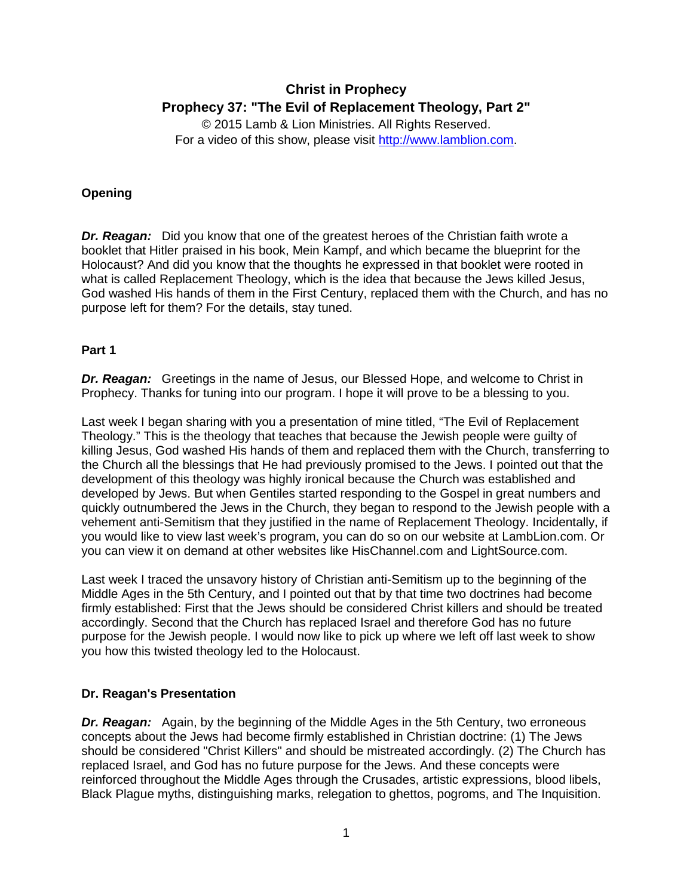# Christ in Prophecy

## Prophecy 37: "The Evil of Replacement Theology, Part 2"

© 2015 Lamb & Lion Ministries. All Rights Reserved.
For a video of this show, please visit http://www.lamblion.com.

### Opening

***Dr. Reagan:*** Did you know that one of the greatest heroes of the Christian faith wrote a booklet that Hitler praised in his book, Mein Kampf, and which became the blueprint for the Holocaust? And did you know that the thoughts he expressed in that booklet were rooted in what is called Replacement Theology, which is the idea that because the Jews killed Jesus, God washed His hands of them in the First Century, replaced them with the Church, and has no purpose left for them? For the details, stay tuned.

### Part 1

***Dr. Reagan:*** Greetings in the name of Jesus, our Blessed Hope, and welcome to Christ in Prophecy. Thanks for tuning into our program. I hope it will prove to be a blessing to you.

Last week I began sharing with you a presentation of mine titled, "The Evil of Replacement Theology." This is the theology that teaches that because the Jewish people were guilty of killing Jesus, God washed His hands of them and replaced them with the Church, transferring to the Church all the blessings that He had previously promised to the Jews. I pointed out that the development of this theology was highly ironical because the Church was established and developed by Jews. But when Gentiles started responding to the Gospel in great numbers and quickly outnumbered the Jews in the Church, they began to respond to the Jewish people with a vehement anti-Semitism that they justified in the name of Replacement Theology. Incidentally, if you would like to view last week's program, you can do so on our website at LambLion.com. Or you can view it on demand at other websites like HisChannel.com and LightSource.com.

Last week I traced the unsavory history of Christian anti-Semitism up to the beginning of the Middle Ages in the 5th Century, and I pointed out that by that time two doctrines had become firmly established: First that the Jews should be considered Christ killers and should be treated accordingly. Second that the Church has replaced Israel and therefore God has no future purpose for the Jewish people. I would now like to pick up where we left off last week to show you how this twisted theology led to the Holocaust.

### Dr. Reagan's Presentation

***Dr. Reagan:*** Again, by the beginning of the Middle Ages in the 5th Century, two erroneous concepts about the Jews had become firmly established in Christian doctrine: (1) The Jews should be considered "Christ Killers" and should be mistreated accordingly. (2) The Church has replaced Israel, and God has no future purpose for the Jews. And these concepts were reinforced throughout the Middle Ages through the Crusades, artistic expressions, blood libels, Black Plague myths, distinguishing marks, relegation to ghettos, pogroms, and The Inquisition.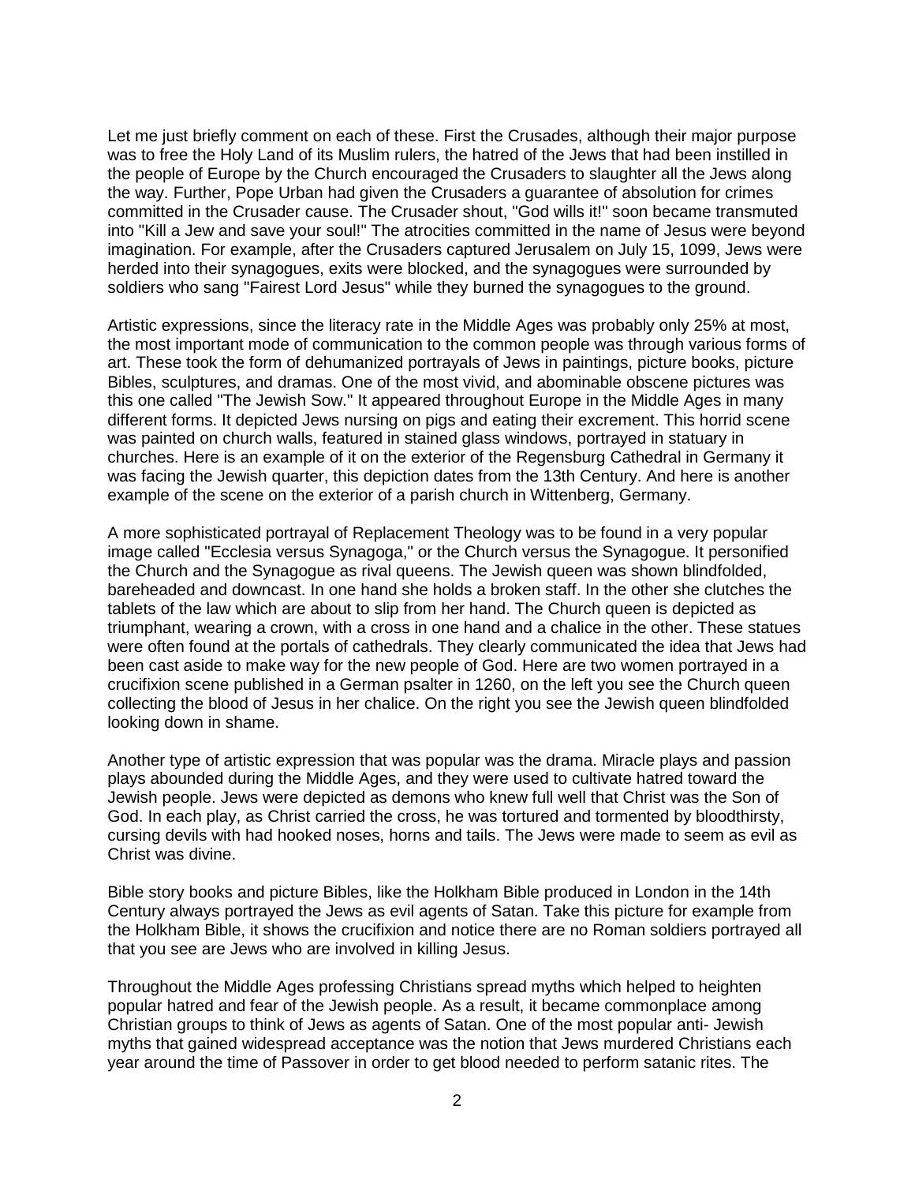Let me just briefly comment on each of these. First the Crusades, although their major purpose was to free the Holy Land of its Muslim rulers, the hatred of the Jews that had been instilled in the people of Europe by the Church encouraged the Crusaders to slaughter all the Jews along the way. Further, Pope Urban had given the Crusaders a guarantee of absolution for crimes committed in the Crusader cause. The Crusader shout, "God wills it!" soon became transmuted into "Kill a Jew and save your soul!" The atrocities committed in the name of Jesus were beyond imagination. For example, after the Crusaders captured Jerusalem on July 15, 1099, Jews were herded into their synagogues, exits were blocked, and the synagogues were surrounded by soldiers who sang "Fairest Lord Jesus" while they burned the synagogues to the ground.

Artistic expressions, since the literacy rate in the Middle Ages was probably only 25% at most, the most important mode of communication to the common people was through various forms of art. These took the form of dehumanized portrayals of Jews in paintings, picture books, picture Bibles, sculptures, and dramas. One of the most vivid, and abominable obscene pictures was this one called "The Jewish Sow." It appeared throughout Europe in the Middle Ages in many different forms. It depicted Jews nursing on pigs and eating their excrement. This horrid scene was painted on church walls, featured in stained glass windows, portrayed in statuary in churches. Here is an example of it on the exterior of the Regensburg Cathedral in Germany it was facing the Jewish quarter, this depiction dates from the 13th Century. And here is another example of the scene on the exterior of a parish church in Wittenberg, Germany.

A more sophisticated portrayal of Replacement Theology was to be found in a very popular image called "Ecclesia versus Synagoga," or the Church versus the Synagogue. It personified the Church and the Synagogue as rival queens. The Jewish queen was shown blindfolded, bareheaded and downcast. In one hand she holds a broken staff. In the other she clutches the tablets of the law which are about to slip from her hand. The Church queen is depicted as triumphant, wearing a crown, with a cross in one hand and a chalice in the other. These statues were often found at the portals of cathedrals. They clearly communicated the idea that Jews had been cast aside to make way for the new people of God. Here are two women portrayed in a crucifixion scene published in a German psalter in 1260, on the left you see the Church queen collecting the blood of Jesus in her chalice. On the right you see the Jewish queen blindfolded looking down in shame.

Another type of artistic expression that was popular was the drama. Miracle plays and passion plays abounded during the Middle Ages, and they were used to cultivate hatred toward the Jewish people. Jews were depicted as demons who knew full well that Christ was the Son of God. In each play, as Christ carried the cross, he was tortured and tormented by bloodthirsty, cursing devils with had hooked noses, horns and tails. The Jews were made to seem as evil as Christ was divine.

Bible story books and picture Bibles, like the Holkham Bible produced in London in the 14th Century always portrayed the Jews as evil agents of Satan. Take this picture for example from the Holkham Bible, it shows the crucifixion and notice there are no Roman soldiers portrayed all that you see are Jews who are involved in killing Jesus.

Throughout the Middle Ages professing Christians spread myths which helped to heighten popular hatred and fear of the Jewish people. As a result, it became commonplace among Christian groups to think of Jews as agents of Satan. One of the most popular anti- Jewish myths that gained widespread acceptance was the notion that Jews murdered Christians each year around the time of Passover in order to get blood needed to perform satanic rites. The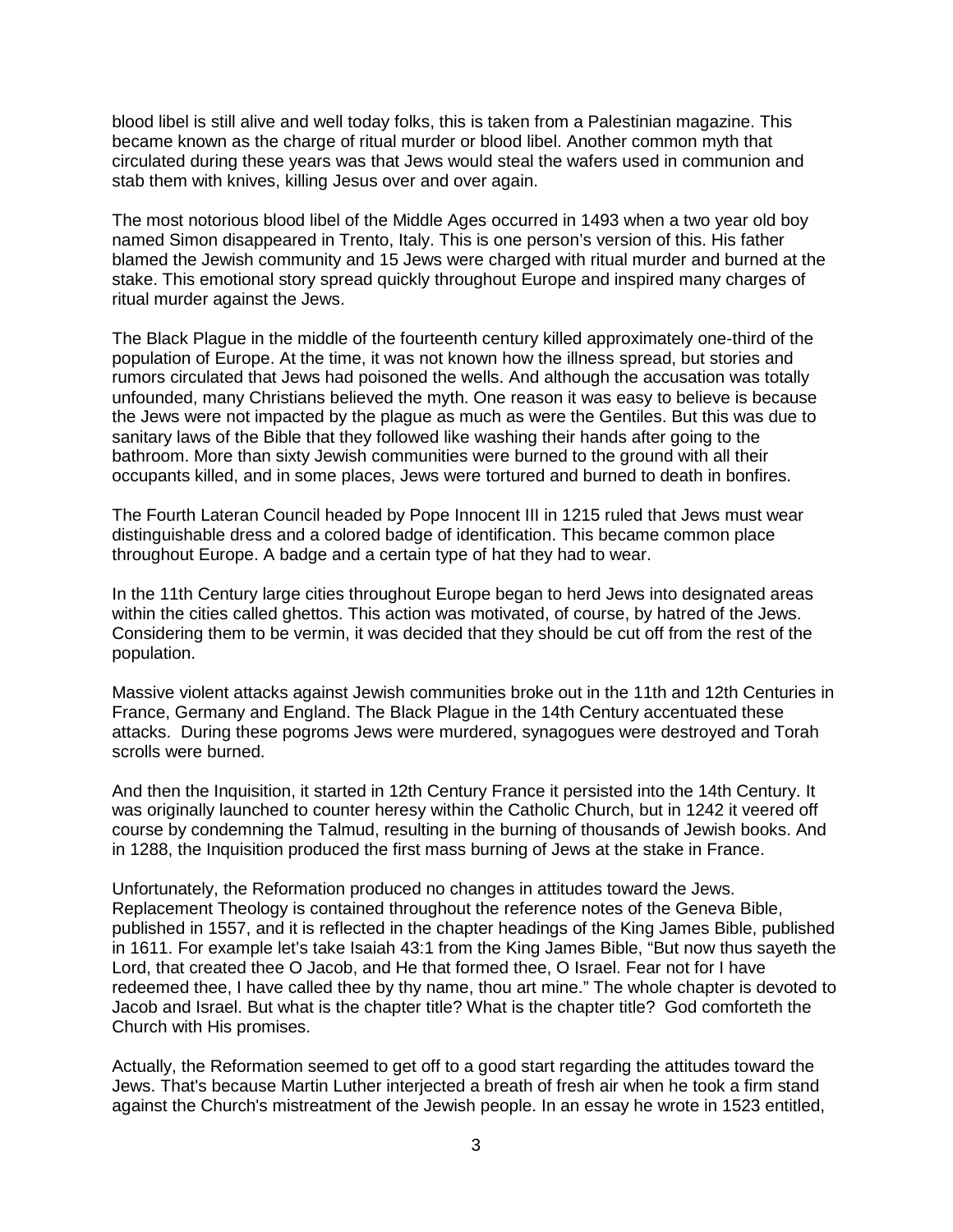blood libel is still alive and well today folks, this is taken from a Palestinian magazine. This became known as the charge of ritual murder or blood libel. Another common myth that circulated during these years was that Jews would steal the wafers used in communion and stab them with knives, killing Jesus over and over again.

The most notorious blood libel of the Middle Ages occurred in 1493 when a two year old boy named Simon disappeared in Trento, Italy. This is one person's version of this. His father blamed the Jewish community and 15 Jews were charged with ritual murder and burned at the stake. This emotional story spread quickly throughout Europe and inspired many charges of ritual murder against the Jews.

The Black Plague in the middle of the fourteenth century killed approximately one-third of the population of Europe. At the time, it was not known how the illness spread, but stories and rumors circulated that Jews had poisoned the wells. And although the accusation was totally unfounded, many Christians believed the myth. One reason it was easy to believe is because the Jews were not impacted by the plague as much as were the Gentiles. But this was due to sanitary laws of the Bible that they followed like washing their hands after going to the bathroom. More than sixty Jewish communities were burned to the ground with all their occupants killed, and in some places, Jews were tortured and burned to death in bonfires.

The Fourth Lateran Council headed by Pope Innocent III in 1215 ruled that Jews must wear distinguishable dress and a colored badge of identification. This became common place throughout Europe. A badge and a certain type of hat they had to wear.

In the 11th Century large cities throughout Europe began to herd Jews into designated areas within the cities called ghettos. This action was motivated, of course, by hatred of the Jews. Considering them to be vermin, it was decided that they should be cut off from the rest of the population.

Massive violent attacks against Jewish communities broke out in the 11th and 12th Centuries in France, Germany and England. The Black Plague in the 14th Century accentuated these attacks. During these pogroms Jews were murdered, synagogues were destroyed and Torah scrolls were burned.

And then the Inquisition, it started in 12th Century France it persisted into the 14th Century. It was originally launched to counter heresy within the Catholic Church, but in 1242 it veered off course by condemning the Talmud, resulting in the burning of thousands of Jewish books. And in 1288, the Inquisition produced the first mass burning of Jews at the stake in France.

Unfortunately, the Reformation produced no changes in attitudes toward the Jews. Replacement Theology is contained throughout the reference notes of the Geneva Bible, published in 1557, and it is reflected in the chapter headings of the King James Bible, published in 1611. For example let's take Isaiah 43:1 from the King James Bible, "But now thus sayeth the Lord, that created thee O Jacob, and He that formed thee, O Israel. Fear not for I have redeemed thee, I have called thee by thy name, thou art mine." The whole chapter is devoted to Jacob and Israel. But what is the chapter title? What is the chapter title? God comforteth the Church with His promises.

Actually, the Reformation seemed to get off to a good start regarding the attitudes toward the Jews. That's because Martin Luther interjected a breath of fresh air when he took a firm stand against the Church's mistreatment of the Jewish people. In an essay he wrote in 1523 entitled,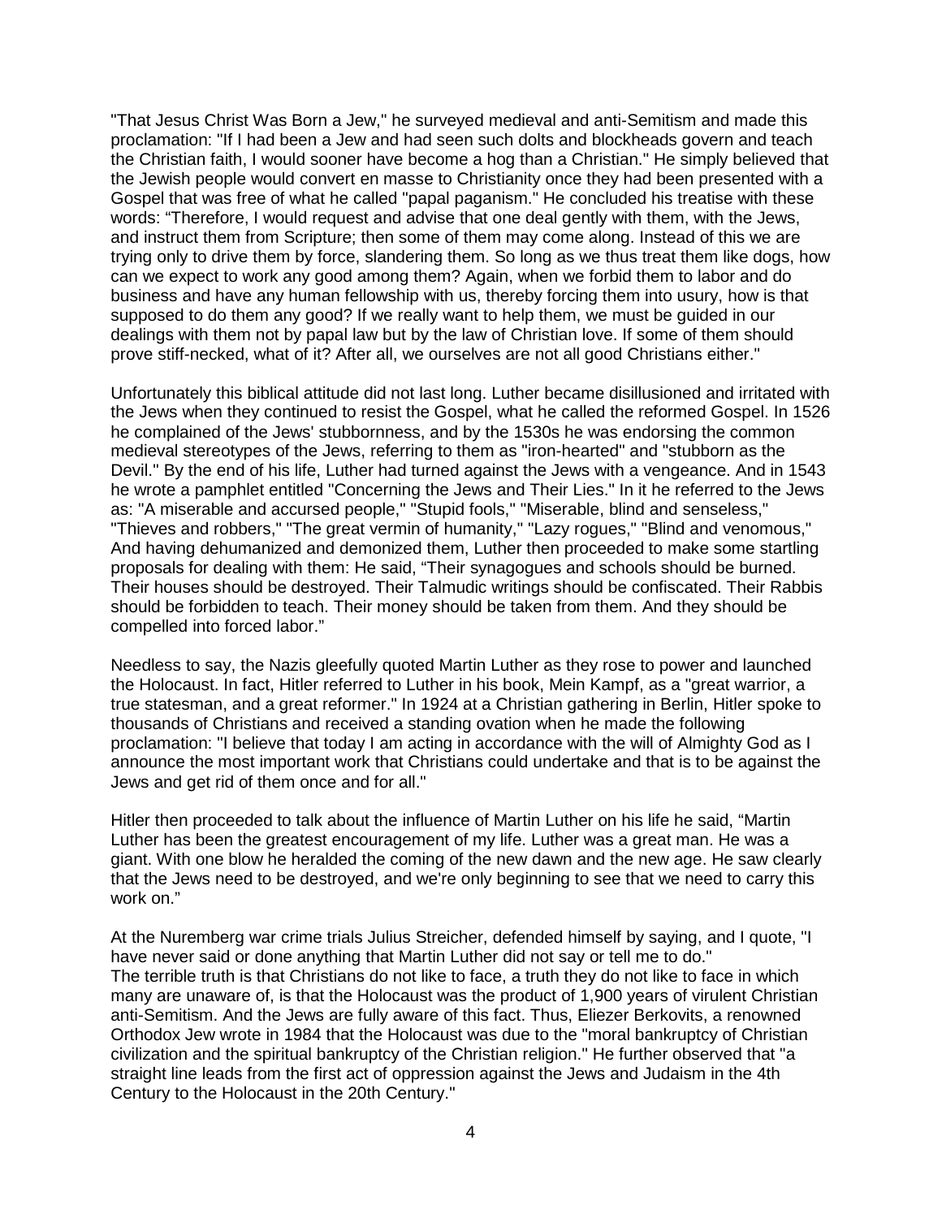"That Jesus Christ Was Born a Jew," he surveyed medieval and anti-Semitism and made this proclamation: "If I had been a Jew and had seen such dolts and blockheads govern and teach the Christian faith, I would sooner have become a hog than a Christian." He simply believed that the Jewish people would convert en masse to Christianity once they had been presented with a Gospel that was free of what he called "papal paganism." He concluded his treatise with these words: "Therefore, I would request and advise that one deal gently with them, with the Jews, and instruct them from Scripture; then some of them may come along. Instead of this we are trying only to drive them by force, slandering them. So long as we thus treat them like dogs, how can we expect to work any good among them? Again, when we forbid them to labor and do business and have any human fellowship with us, thereby forcing them into usury, how is that supposed to do them any good? If we really want to help them, we must be guided in our dealings with them not by papal law but by the law of Christian love. If some of them should prove stiff-necked, what of it? After all, we ourselves are not all good Christians either."

Unfortunately this biblical attitude did not last long. Luther became disillusioned and irritated with the Jews when they continued to resist the Gospel, what he called the reformed Gospel. In 1526 he complained of the Jews' stubbornness, and by the 1530s he was endorsing the common medieval stereotypes of the Jews, referring to them as "iron-hearted" and "stubborn as the Devil." By the end of his life, Luther had turned against the Jews with a vengeance. And in 1543 he wrote a pamphlet entitled "Concerning the Jews and Their Lies." In it he referred to the Jews as: "A miserable and accursed people," "Stupid fools," "Miserable, blind and senseless," "Thieves and robbers," "The great vermin of humanity," "Lazy rogues," "Blind and venomous," And having dehumanized and demonized them, Luther then proceeded to make some startling proposals for dealing with them: He said, "Their synagogues and schools should be burned. Their houses should be destroyed. Their Talmudic writings should be confiscated. Their Rabbis should be forbidden to teach. Their money should be taken from them. And they should be compelled into forced labor."

Needless to say, the Nazis gleefully quoted Martin Luther as they rose to power and launched the Holocaust. In fact, Hitler referred to Luther in his book, Mein Kampf, as a "great warrior, a true statesman, and a great reformer." In 1924 at a Christian gathering in Berlin, Hitler spoke to thousands of Christians and received a standing ovation when he made the following proclamation: "I believe that today I am acting in accordance with the will of Almighty God as I announce the most important work that Christians could undertake and that is to be against the Jews and get rid of them once and for all."

Hitler then proceeded to talk about the influence of Martin Luther on his life he said, "Martin Luther has been the greatest encouragement of my life. Luther was a great man. He was a giant. With one blow he heralded the coming of the new dawn and the new age. He saw clearly that the Jews need to be destroyed, and we're only beginning to see that we need to carry this work on."

At the Nuremberg war crime trials Julius Streicher, defended himself by saying, and I quote, "I have never said or done anything that Martin Luther did not say or tell me to do."
The terrible truth is that Christians do not like to face, a truth they do not like to face in which many are unaware of, is that the Holocaust was the product of 1,900 years of virulent Christian anti-Semitism. And the Jews are fully aware of this fact. Thus, Eliezer Berkovits, a renowned Orthodox Jew wrote in 1984 that the Holocaust was due to the "moral bankruptcy of Christian civilization and the spiritual bankruptcy of the Christian religion." He further observed that "a straight line leads from the first act of oppression against the Jews and Judaism in the 4th Century to the Holocaust in the 20th Century."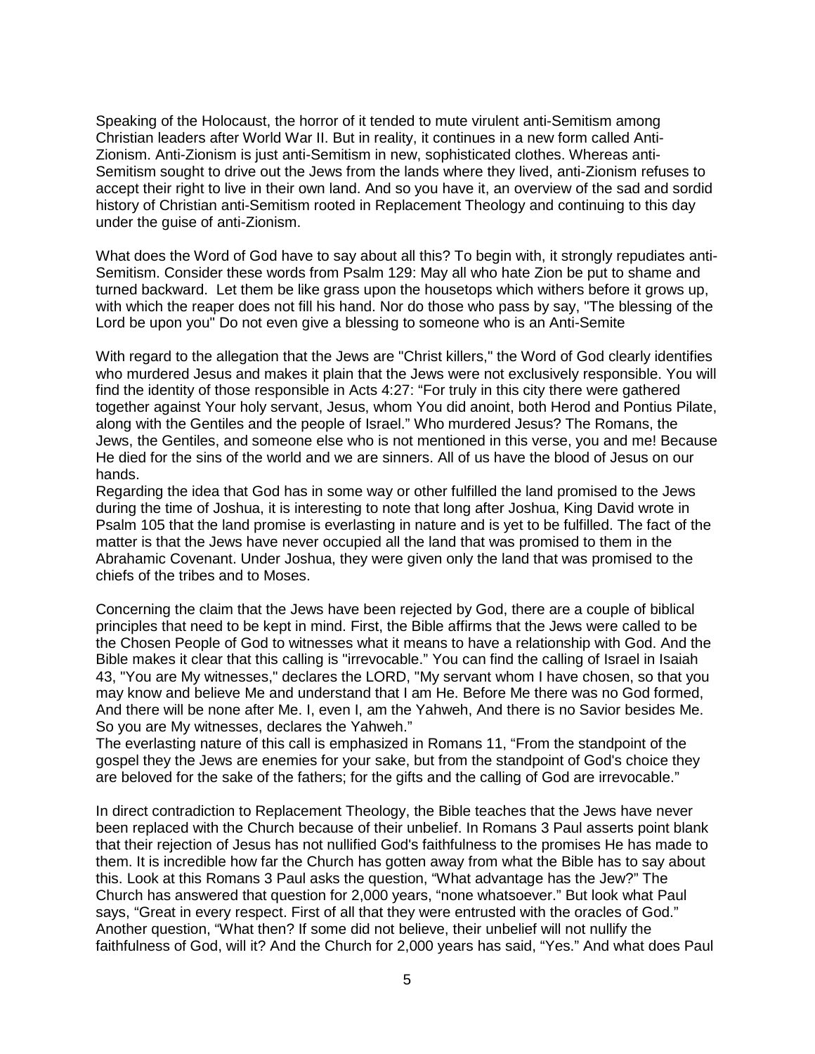Speaking of the Holocaust, the horror of it tended to mute virulent anti-Semitism among Christian leaders after World War II. But in reality, it continues in a new form called Anti-Zionism. Anti-Zionism is just anti-Semitism in new, sophisticated clothes. Whereas anti-Semitism sought to drive out the Jews from the lands where they lived, anti-Zionism refuses to accept their right to live in their own land. And so you have it, an overview of the sad and sordid history of Christian anti-Semitism rooted in Replacement Theology and continuing to this day under the guise of anti-Zionism.

What does the Word of God have to say about all this? To begin with, it strongly repudiates anti-Semitism. Consider these words from Psalm 129: May all who hate Zion be put to shame and turned backward. Let them be like grass upon the housetops which withers before it grows up, with which the reaper does not fill his hand. Nor do those who pass by say, "The blessing of the Lord be upon you" Do not even give a blessing to someone who is an Anti-Semite

With regard to the allegation that the Jews are "Christ killers," the Word of God clearly identifies who murdered Jesus and makes it plain that the Jews were not exclusively responsible. You will find the identity of those responsible in Acts 4:27: "For truly in this city there were gathered together against Your holy servant, Jesus, whom You did anoint, both Herod and Pontius Pilate, along with the Gentiles and the people of Israel." Who murdered Jesus? The Romans, the Jews, the Gentiles, and someone else who is not mentioned in this verse, you and me! Because He died for the sins of the world and we are sinners. All of us have the blood of Jesus on our hands.

Regarding the idea that God has in some way or other fulfilled the land promised to the Jews during the time of Joshua, it is interesting to note that long after Joshua, King David wrote in Psalm 105 that the land promise is everlasting in nature and is yet to be fulfilled. The fact of the matter is that the Jews have never occupied all the land that was promised to them in the Abrahamic Covenant. Under Joshua, they were given only the land that was promised to the chiefs of the tribes and to Moses.

Concerning the claim that the Jews have been rejected by God, there are a couple of biblical principles that need to be kept in mind. First, the Bible affirms that the Jews were called to be the Chosen People of God to witnesses what it means to have a relationship with God. And the Bible makes it clear that this calling is "irrevocable." You can find the calling of Israel in Isaiah 43, "You are My witnesses," declares the LORD, "My servant whom I have chosen, so that you may know and believe Me and understand that I am He. Before Me there was no God formed, And there will be none after Me. I, even I, am the Yahweh, And there is no Savior besides Me. So you are My witnesses, declares the Yahweh."

The everlasting nature of this call is emphasized in Romans 11, "From the standpoint of the gospel they the Jews are enemies for your sake, but from the standpoint of God's choice they are beloved for the sake of the fathers; for the gifts and the calling of God are irrevocable."

In direct contradiction to Replacement Theology, the Bible teaches that the Jews have never been replaced with the Church because of their unbelief. In Romans 3 Paul asserts point blank that their rejection of Jesus has not nullified God's faithfulness to the promises He has made to them. It is incredible how far the Church has gotten away from what the Bible has to say about this. Look at this Romans 3 Paul asks the question, "What advantage has the Jew?" The Church has answered that question for 2,000 years, "none whatsoever." But look what Paul says, "Great in every respect. First of all that they were entrusted with the oracles of God." Another question, "What then? If some did not believe, their unbelief will not nullify the faithfulness of God, will it? And the Church for 2,000 years has said, "Yes." And what does Paul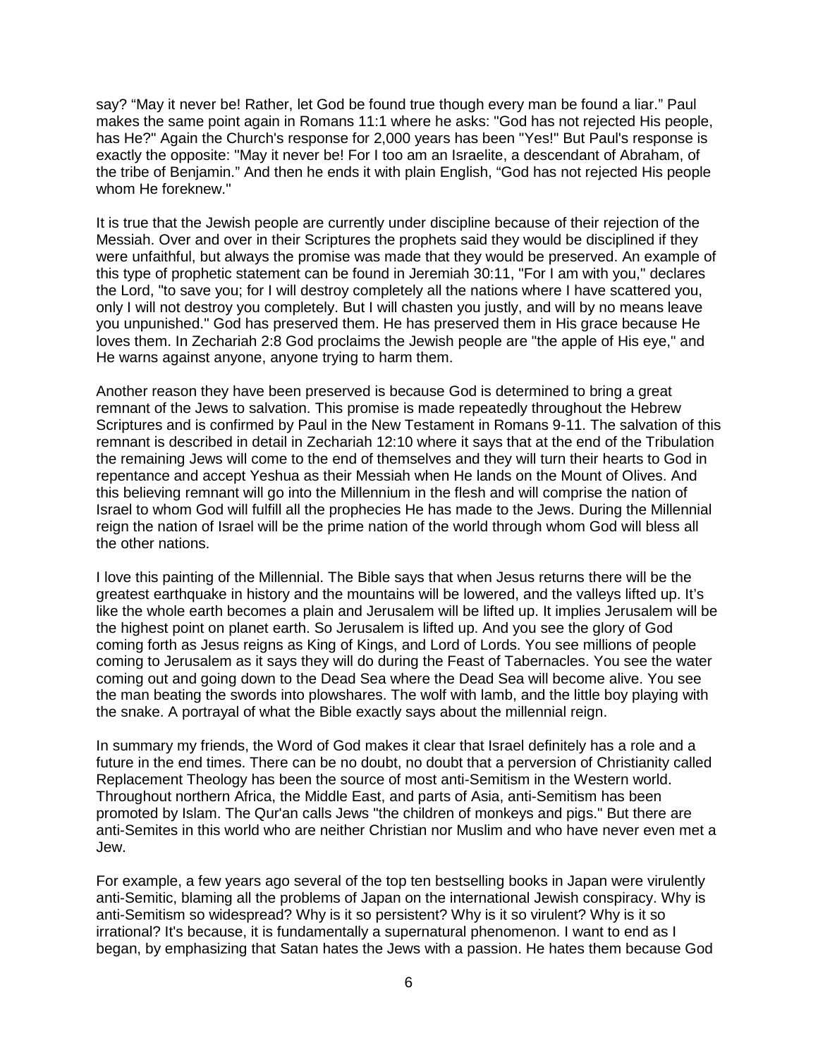say? “May it never be! Rather, let God be found true though every man be found a liar.” Paul makes the same point again in Romans 11:1 where he asks: "God has not rejected His people, has He?" Again the Church's response for 2,000 years has been "Yes!" But Paul's response is exactly the opposite: "May it never be! For I too am an Israelite, a descendant of Abraham, of the tribe of Benjamin.” And then he ends it with plain English, “God has not rejected His people whom He foreknew."

It is true that the Jewish people are currently under discipline because of their rejection of the Messiah. Over and over in their Scriptures the prophets said they would be disciplined if they were unfaithful, but always the promise was made that they would be preserved. An example of this type of prophetic statement can be found in Jeremiah 30:11, "For I am with you," declares the Lord, "to save you; for I will destroy completely all the nations where I have scattered you, only I will not destroy you completely. But I will chasten you justly, and will by no means leave you unpunished." God has preserved them. He has preserved them in His grace because He loves them. In Zechariah 2:8 God proclaims the Jewish people are "the apple of His eye," and He warns against anyone, anyone trying to harm them.

Another reason they have been preserved is because God is determined to bring a great remnant of the Jews to salvation. This promise is made repeatedly throughout the Hebrew Scriptures and is confirmed by Paul in the New Testament in Romans 9-11. The salvation of this remnant is described in detail in Zechariah 12:10 where it says that at the end of the Tribulation the remaining Jews will come to the end of themselves and they will turn their hearts to God in repentance and accept Yeshua as their Messiah when He lands on the Mount of Olives. And this believing remnant will go into the Millennium in the flesh and will comprise the nation of Israel to whom God will fulfill all the prophecies He has made to the Jews. During the Millennial reign the nation of Israel will be the prime nation of the world through whom God will bless all the other nations.

I love this painting of the Millennial. The Bible says that when Jesus returns there will be the greatest earthquake in history and the mountains will be lowered, and the valleys lifted up. It’s like the whole earth becomes a plain and Jerusalem will be lifted up. It implies Jerusalem will be the highest point on planet earth. So Jerusalem is lifted up. And you see the glory of God coming forth as Jesus reigns as King of Kings, and Lord of Lords. You see millions of people coming to Jerusalem as it says they will do during the Feast of Tabernacles. You see the water coming out and going down to the Dead Sea where the Dead Sea will become alive. You see the man beating the swords into plowshares. The wolf with lamb, and the little boy playing with the snake. A portrayal of what the Bible exactly says about the millennial reign.

In summary my friends, the Word of God makes it clear that Israel definitely has a role and a future in the end times. There can be no doubt, no doubt that a perversion of Christianity called Replacement Theology has been the source of most anti-Semitism in the Western world. Throughout northern Africa, the Middle East, and parts of Asia, anti-Semitism has been promoted by Islam. The Qur'an calls Jews "the children of monkeys and pigs." But there are anti-Semites in this world who are neither Christian nor Muslim and who have never even met a Jew.

For example, a few years ago several of the top ten bestselling books in Japan were virulently anti-Semitic, blaming all the problems of Japan on the international Jewish conspiracy. Why is anti-Semitism so widespread? Why is it so persistent? Why is it so virulent? Why is it so irrational? It's because, it is fundamentally a supernatural phenomenon. I want to end as I began, by emphasizing that Satan hates the Jews with a passion. He hates them because God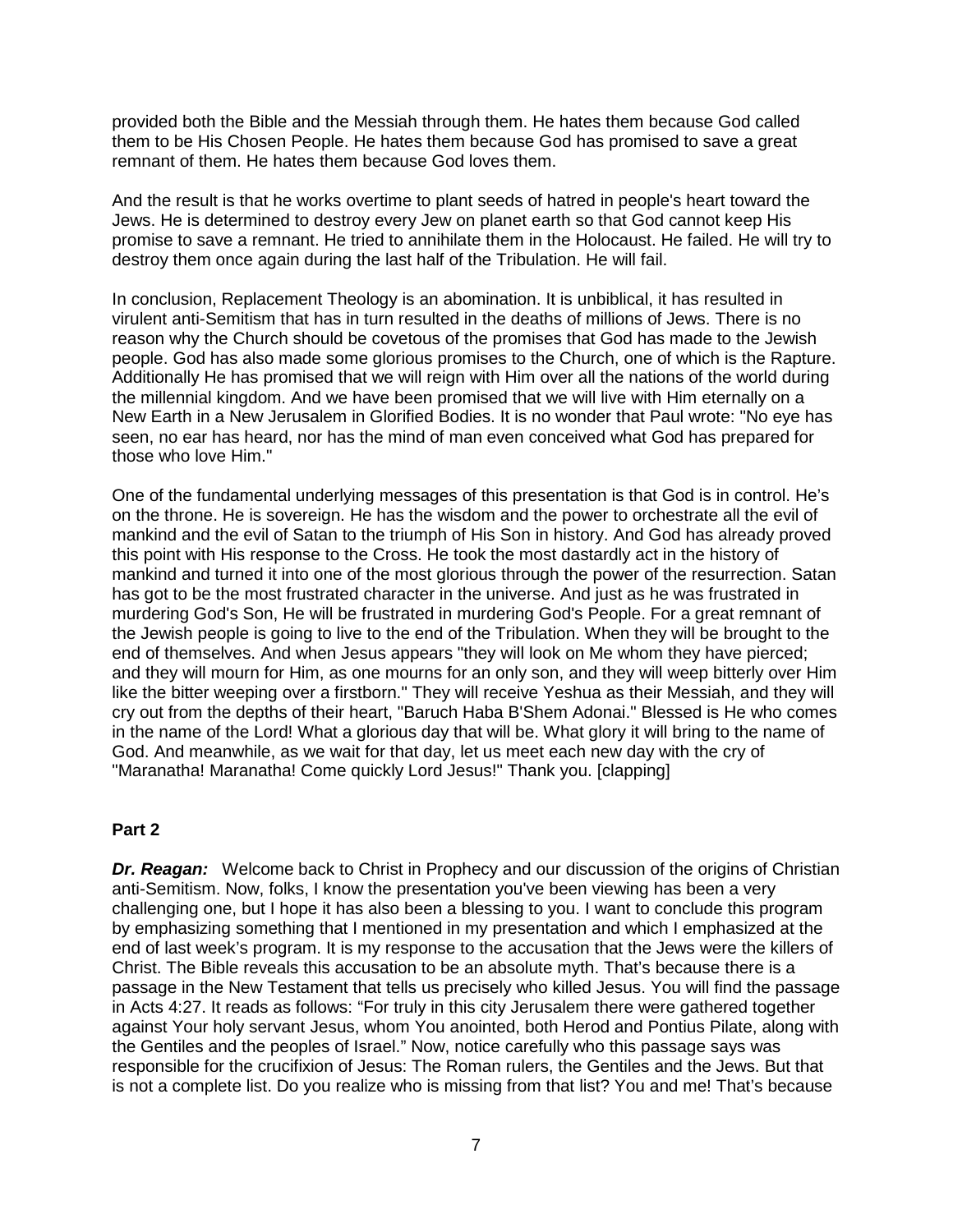provided both the Bible and the Messiah through them. He hates them because God called them to be His Chosen People. He hates them because God has promised to save a great remnant of them. He hates them because God loves them.

And the result is that he works overtime to plant seeds of hatred in people's heart toward the Jews. He is determined to destroy every Jew on planet earth so that God cannot keep His promise to save a remnant. He tried to annihilate them in the Holocaust. He failed. He will try to destroy them once again during the last half of the Tribulation. He will fail.

In conclusion, Replacement Theology is an abomination. It is unbiblical, it has resulted in virulent anti-Semitism that has in turn resulted in the deaths of millions of Jews. There is no reason why the Church should be covetous of the promises that God has made to the Jewish people. God has also made some glorious promises to the Church, one of which is the Rapture. Additionally He has promised that we will reign with Him over all the nations of the world during the millennial kingdom. And we have been promised that we will live with Him eternally on a New Earth in a New Jerusalem in Glorified Bodies. It is no wonder that Paul wrote: "No eye has seen, no ear has heard, nor has the mind of man even conceived what God has prepared for those who love Him."

One of the fundamental underlying messages of this presentation is that God is in control. He's on the throne. He is sovereign. He has the wisdom and the power to orchestrate all the evil of mankind and the evil of Satan to the triumph of His Son in history. And God has already proved this point with His response to the Cross. He took the most dastardly act in the history of mankind and turned it into one of the most glorious through the power of the resurrection. Satan has got to be the most frustrated character in the universe. And just as he was frustrated in murdering God's Son, He will be frustrated in murdering God's People. For a great remnant of the Jewish people is going to live to the end of the Tribulation. When they will be brought to the end of themselves. And when Jesus appears "they will look on Me whom they have pierced; and they will mourn for Him, as one mourns for an only son, and they will weep bitterly over Him like the bitter weeping over a firstborn." They will receive Yeshua as their Messiah, and they will cry out from the depths of their heart, "Baruch Haba B'Shem Adonai." Blessed is He who comes in the name of the Lord! What a glorious day that will be. What glory it will bring to the name of God. And meanwhile, as we wait for that day, let us meet each new day with the cry of "Maranatha! Maranatha! Come quickly Lord Jesus!" Thank you. [clapping]

## Part 2

***Dr. Reagan:*** Welcome back to Christ in Prophecy and our discussion of the origins of Christian anti-Semitism. Now, folks, I know the presentation you've been viewing has been a very challenging one, but I hope it has also been a blessing to you. I want to conclude this program by emphasizing something that I mentioned in my presentation and which I emphasized at the end of last week's program. It is my response to the accusation that the Jews were the killers of Christ. The Bible reveals this accusation to be an absolute myth. That's because there is a passage in the New Testament that tells us precisely who killed Jesus. You will find the passage in Acts 4:27. It reads as follows: "For truly in this city Jerusalem there were gathered together against Your holy servant Jesus, whom You anointed, both Herod and Pontius Pilate, along with the Gentiles and the peoples of Israel." Now, notice carefully who this passage says was responsible for the crucifixion of Jesus: The Roman rulers, the Gentiles and the Jews. But that is not a complete list. Do you realize who is missing from that list? You and me! That's because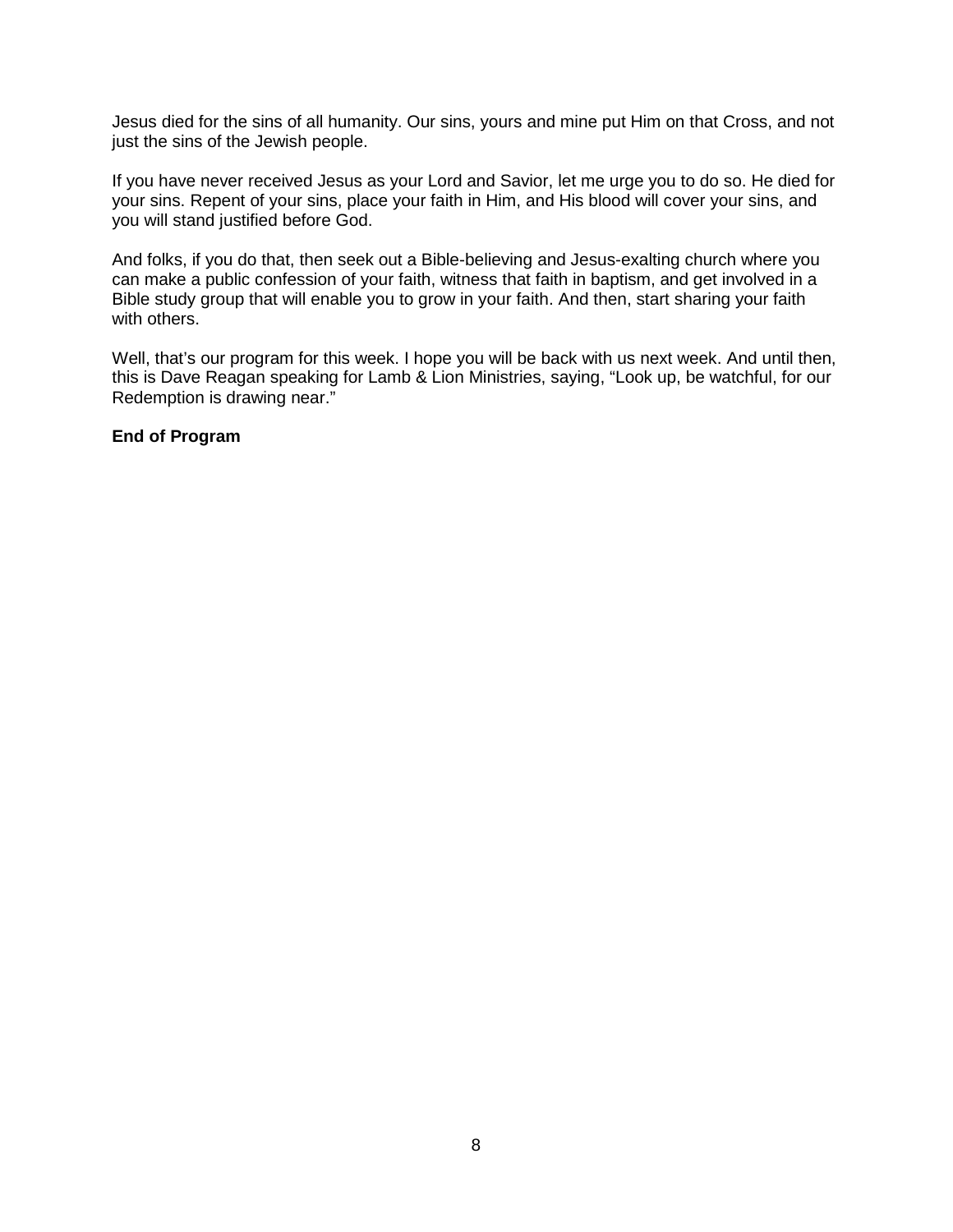Jesus died for the sins of all humanity. Our sins, yours and mine put Him on that Cross, and not just the sins of the Jewish people.

If you have never received Jesus as your Lord and Savior, let me urge you to do so. He died for your sins. Repent of your sins, place your faith in Him, and His blood will cover your sins, and you will stand justified before God.

And folks, if you do that, then seek out a Bible-believing and Jesus-exalting church where you can make a public confession of your faith, witness that faith in baptism, and get involved in a Bible study group that will enable you to grow in your faith. And then, start sharing your faith with others.

Well, that's our program for this week. I hope you will be back with us next week. And until then, this is Dave Reagan speaking for Lamb & Lion Ministries, saying, "Look up, be watchful, for our Redemption is drawing near."

**End of Program**